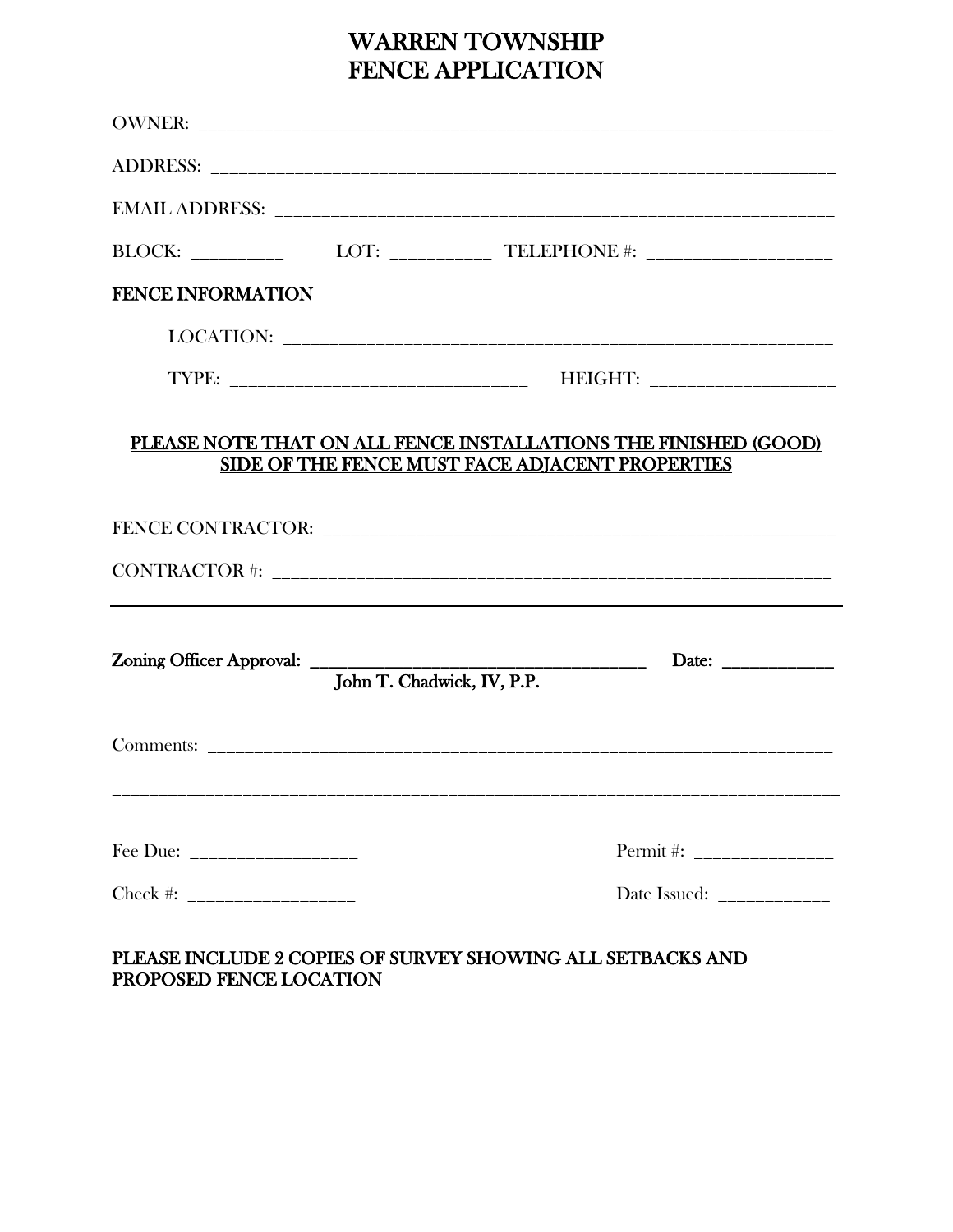# WARREN TOWNSHIP
# FENCE APPLICATION

OWNER: ______________________________________________________________________

ADDRESS: ____________________________________________________________________

EMAIL ADDRESS: ______________________________________________________________

BLOCK: __________ LOT: ___________ TELEPHONE #: ____________________

**FENCE INFORMATION**

LOCATION: ______________________________________________________________

TYPE: ________________________________ HEIGHT: ____________________

**<u>PLEASE NOTE THAT ON ALL FENCE INSTALLATIONS THE FINISHED (GOOD) SIDE OF THE FENCE MUST FACE ADJACENT PROPERTIES</u>**

FENCE CONTRACTOR: ___________________________________________________________

CONTRACTOR #: _______________________________________________________________

---

**Zoning Officer Approval:** ________________________________________ **Date:** _____________
**John T. Chadwick, IV, P.P.**

Comments: ___________________________________________________________________

_____________________________________________________________________________

Fee Due: __________________ Permit #: _______________

Check #: __________________ Date Issued: ____________

**PLEASE INCLUDE 2 COPIES OF SURVEY SHOWING ALL SETBACKS AND PROPOSED FENCE LOCATION**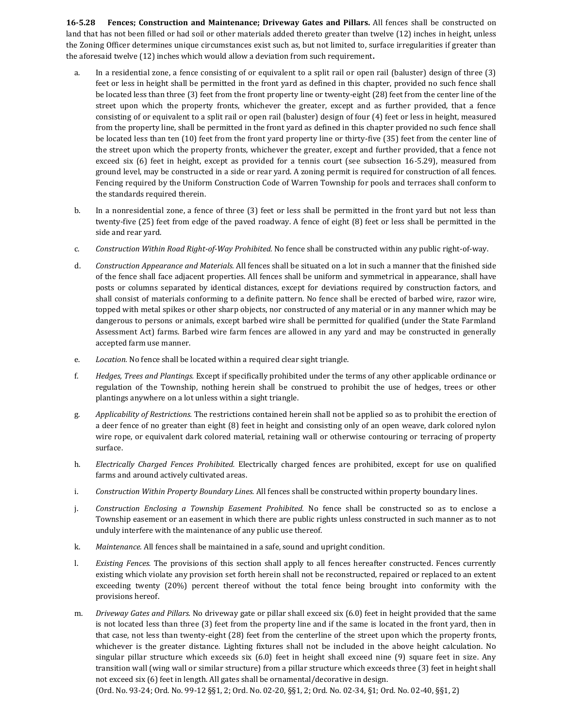**16-5.28 Fences; Construction and Maintenance; Driveway Gates and Pillars.** All fences shall be constructed on land that has not been filled or had soil or other materials added thereto greater than twelve (12) inches in height, unless the Zoning Officer determines unique circumstances exist such as, but not limited to, surface irregularities if greater than the aforesaid twelve (12) inches which would allow a deviation from such requirement**.**

a. In a residential zone, a fence consisting of or equivalent to a split rail or open rail (baluster) design of three (3) feet or less in height shall be permitted in the front yard as defined in this chapter, provided no such fence shall be located less than three (3) feet from the front property line or twenty-eight (28) feet from the center line of the street upon which the property fronts, whichever the greater, except and as further provided, that a fence consisting of or equivalent to a split rail or open rail (baluster) design of four (4) feet or less in height, measured from the property line, shall be permitted in the front yard as defined in this chapter provided no such fence shall be located less than ten (10) feet from the front yard property line or thirty-five (35) feet from the center line of the street upon which the property fronts, whichever the greater, except and further provided, that a fence not exceed six (6) feet in height, except as provided for a tennis court (see subsection 16-5.29), measured from ground level, may be constructed in a side or rear yard. A zoning permit is required for construction of all fences. Fencing required by the Uniform Construction Code of Warren Township for pools and terraces shall conform to the standards required therein.

b. In a nonresidential zone, a fence of three (3) feet or less shall be permitted in the front yard but not less than twenty-five (25) feet from edge of the paved roadway. A fence of eight (8) feet or less shall be permitted in the side and rear yard.

c. *Construction Within Road Right-of-Way Prohibited.* No fence shall be constructed within any public right-of-way.

d. *Construction Appearance and Materials.* All fences shall be situated on a lot in such a manner that the finished side of the fence shall face adjacent properties. All fences shall be uniform and symmetrical in appearance, shall have posts or columns separated by identical distances, except for deviations required by construction factors, and shall consist of materials conforming to a definite pattern. No fence shall be erected of barbed wire, razor wire, topped with metal spikes or other sharp objects, nor constructed of any material or in any manner which may be dangerous to persons or animals, except barbed wire shall be permitted for qualified (under the State Farmland Assessment Act) farms. Barbed wire farm fences are allowed in any yard and may be constructed in generally accepted farm use manner.

e. *Location.* No fence shall be located within a required clear sight triangle.

f. *Hedges, Trees and Plantings.* Except if specifically prohibited under the terms of any other applicable ordinance or regulation of the Township, nothing herein shall be construed to prohibit the use of hedges, trees or other plantings anywhere on a lot unless within a sight triangle.

g. *Applicability of Restrictions.* The restrictions contained herein shall not be applied so as to prohibit the erection of a deer fence of no greater than eight (8) feet in height and consisting only of an open weave, dark colored nylon wire rope, or equivalent dark colored material, retaining wall or otherwise contouring or terracing of property surface.

h. *Electrically Charged Fences Prohibited.* Electrically charged fences are prohibited, except for use on qualified farms and around actively cultivated areas.

i. *Construction Within Property Boundary Lines.* All fences shall be constructed within property boundary lines.

j. *Construction Enclosing a Township Easement Prohibited.* No fence shall be constructed so as to enclose a Township easement or an easement in which there are public rights unless constructed in such manner as to not unduly interfere with the maintenance of any public use thereof.

k. *Maintenance.* All fences shall be maintained in a safe, sound and upright condition.

l. *Existing Fences.* The provisions of this section shall apply to all fences hereafter constructed. Fences currently existing which violate any provision set forth herein shall not be reconstructed, repaired or replaced to an extent exceeding twenty (20%) percent thereof without the total fence being brought into conformity with the provisions hereof.

m. *Driveway Gates and Pillars.* No driveway gate or pillar shall exceed six (6.0) feet in height provided that the same is not located less than three (3) feet from the property line and if the same is located in the front yard, then in that case, not less than twenty-eight (28) feet from the centerline of the street upon which the property fronts, whichever is the greater distance. Lighting fixtures shall not be included in the above height calculation. No singular pillar structure which exceeds six (6.0) feet in height shall exceed nine (9) square feet in size. Any transition wall (wing wall or similar structure) from a pillar structure which exceeds three (3) feet in height shall not exceed six (6) feet in length. All gates shall be ornamental/decorative in design.
(Ord. No. 93-24; Ord. No. 99-12 §§1, 2; Ord. No. 02-20, §§1, 2; Ord. No. 02-34, §1; Ord. No. 02-40, §§1, 2)